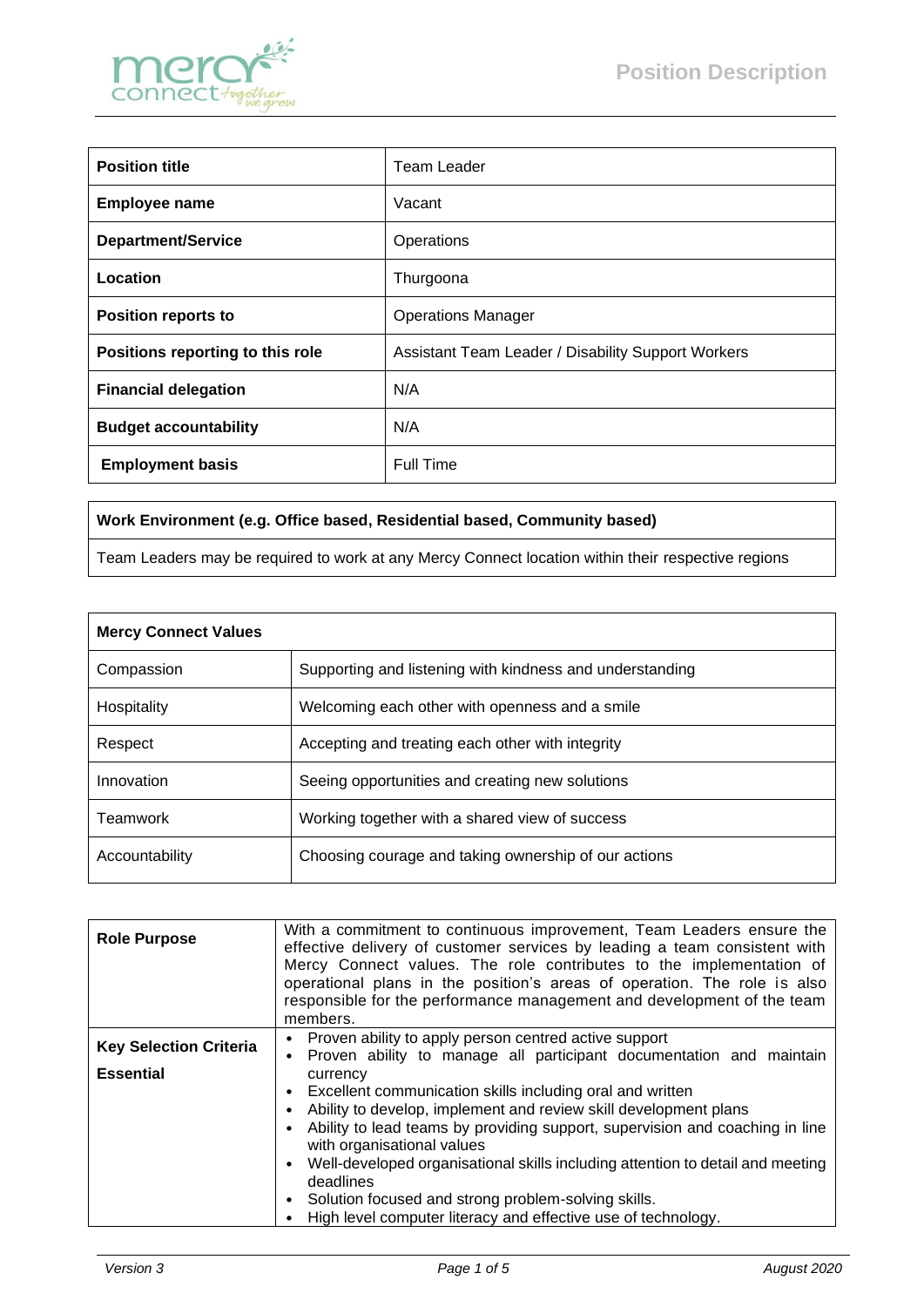# Position Description

| Position title | Team Leader |
| --- | --- |
| Employee name | Vacant |
| Department/Service | Operations |
| Location | Thurgoona |
| Position reports to | Operations Manager |
| Positions reporting to this role | Assistant Team Leader / Disability Support Workers |
| Financial delegation | N/A |
| Budget accountability | N/A |
| Employment basis | Full Time |

| Work Environment (e.g. Office based, Residential based, Community based) |
| --- |
| Team Leaders may be required to work at any Mercy Connect location within their respective regions |

| Mercy Connect Values | |
| --- | --- |
| Compassion | Supporting and listening with kindness and understanding |
| Hospitality | Welcoming each other with openness and a smile |
| Respect | Accepting and treating each other with integrity |
| Innovation | Seeing opportunities and creating new solutions |
| Teamwork | Working together with a shared view of success |
| Accountability | Choosing courage and taking ownership of our actions |

| | |
| --- | --- |
| **Role Purpose** | With a commitment to continuous improvement, Team Leaders ensure the effective delivery of customer services by leading a team consistent with Mercy Connect values. The role contributes to the implementation of operational plans in the position's areas of operation. The role is also responsible for the performance management and development of the team members. |
| **Key Selection Criteria Essential** | • Proven ability to apply person centred active support<br>• Proven ability to manage all participant documentation and maintain currency<br>• Excellent communication skills including oral and written<br>• Ability to develop, implement and review skill development plans<br>• Ability to lead teams by providing support, supervision and coaching in line with organisational values<br>• Well-developed organisational skills including attention to detail and meeting deadlines<br>• Solution focused and strong problem-solving skills.<br>• High level computer literacy and effective use of technology. |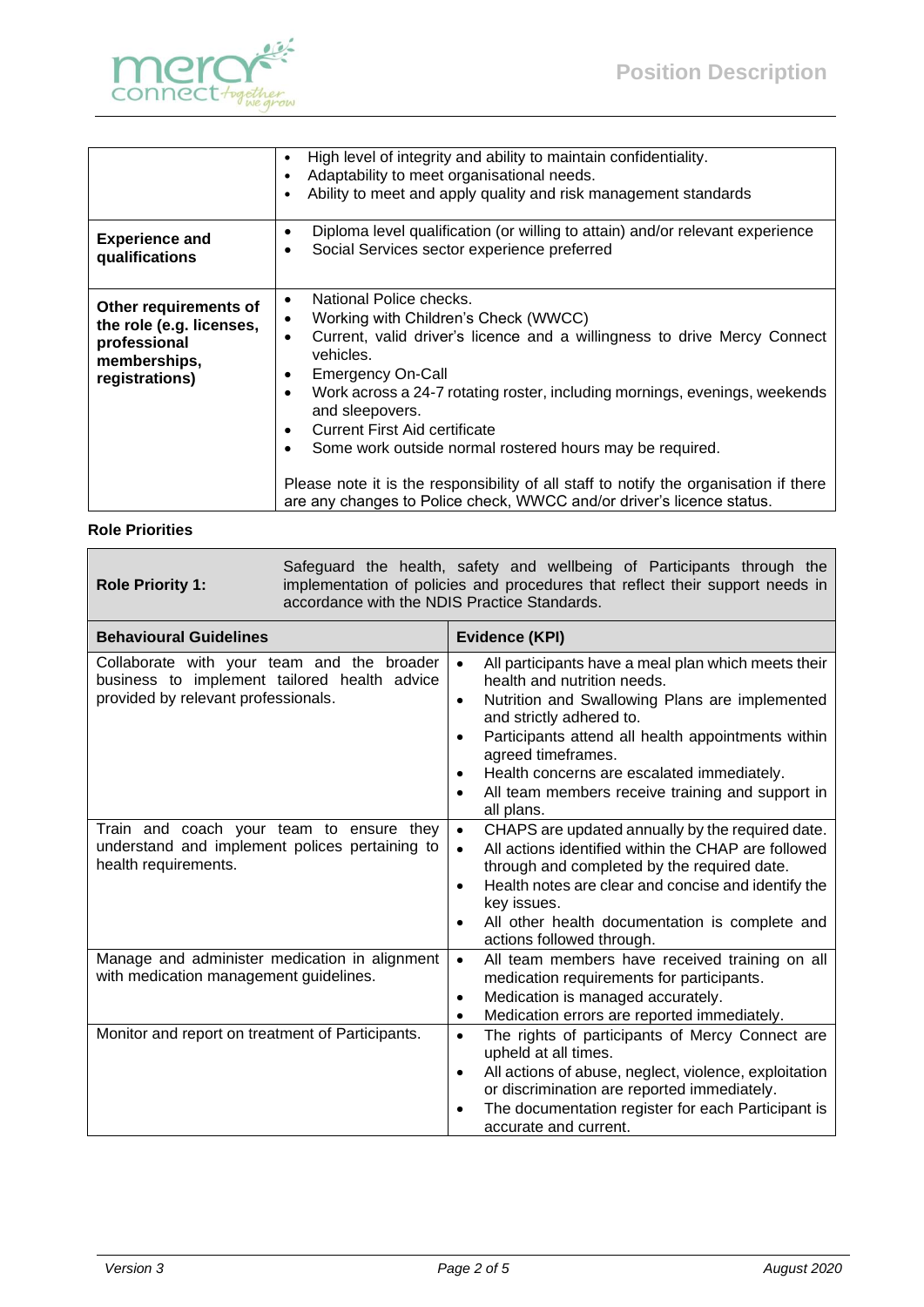| | |
|---|---|
| | • High level of integrity and ability to maintain confidentiality.<br>• Adaptability to meet organisational needs.<br>• Ability to meet and apply quality and risk management standards |
| **Experience and qualifications** | • Diploma level qualification (or willing to attain) and/or relevant experience<br>• Social Services sector experience preferred |
| **Other requirements of the role (e.g. licenses, professional memberships, registrations)** | • National Police checks.<br>• Working with Children's Check (WWCC)<br>• Current, valid driver's licence and a willingness to drive Mercy Connect vehicles.<br>• Emergency On-Call<br>• Work across a 24-7 rotating roster, including mornings, evenings, weekends and sleepovers.<br>• Current First Aid certificate<br>• Some work outside normal rostered hours may be required.<br><br>Please note it is the responsibility of all staff to notify the organisation if there are any changes to Police check, WWCC and/or driver's licence status. |

**Role Priorities**

| **Role Priority 1:** | Safeguard the health, safety and wellbeing of Participants through the implementation of policies and procedures that reflect their support needs in accordance with the NDIS Practice Standards. |
|---|---|
| **Behavioural Guidelines** | **Evidence (KPI)** |
| Collaborate with your team and the broader business to implement tailored health advice provided by relevant professionals. | • All participants have a meal plan which meets their health and nutrition needs.<br>• Nutrition and Swallowing Plans are implemented and strictly adhered to.<br>• Participants attend all health appointments within agreed timeframes.<br>• Health concerns are escalated immediately.<br>• All team members receive training and support in all plans. |
| Train and coach your team to ensure they understand and implement polices pertaining to health requirements. | • CHAPS are updated annually by the required date.<br>• All actions identified within the CHAP are followed through and completed by the required date.<br>• Health notes are clear and concise and identify the key issues.<br>• All other health documentation is complete and actions followed through. |
| Manage and administer medication in alignment with medication management guidelines. | • All team members have received training on all medication requirements for participants.<br>• Medication is managed accurately.<br>• Medication errors are reported immediately. |
| Monitor and report on treatment of Participants. | • The rights of participants of Mercy Connect are upheld at all times.<br>• All actions of abuse, neglect, violence, exploitation or discrimination are reported immediately.<br>• The documentation register for each Participant is accurate and current. |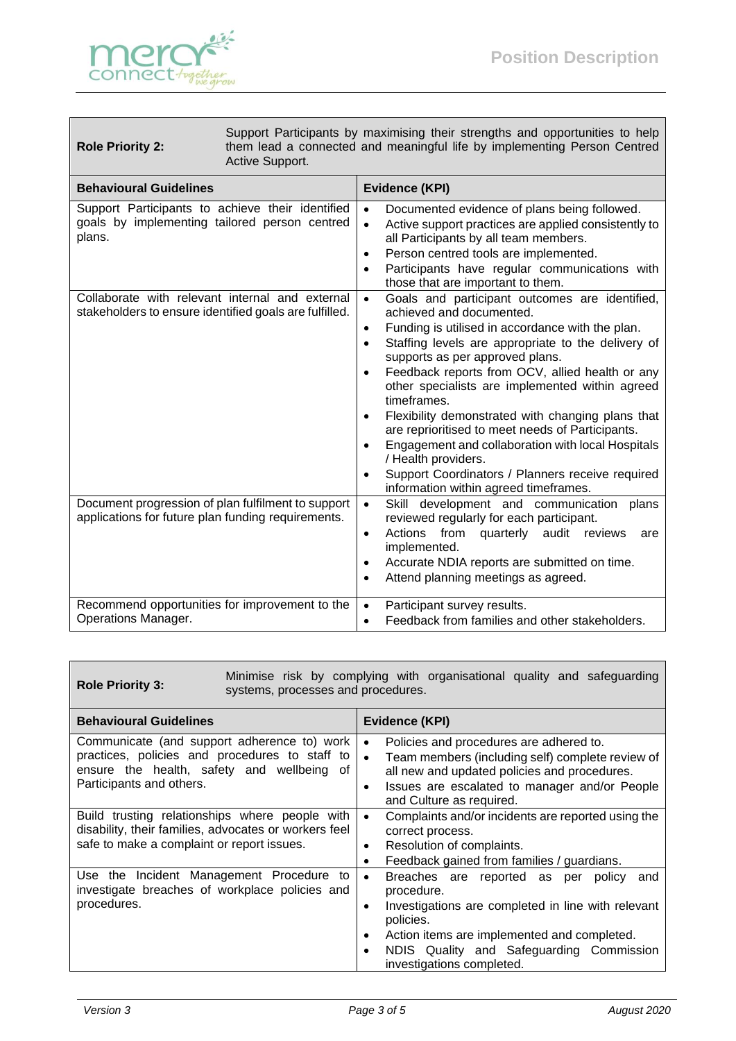| **Role Priority 2:** | Support Participants by maximising their strengths and opportunities to help them lead a connected and meaningful life by implementing Person Centred Active Support. |
|---|---|
| **Behavioural Guidelines** | **Evidence (KPI)** |
| Support Participants to achieve their identified goals by implementing tailored person centred plans. | • Documented evidence of plans being followed.<br>• Active support practices are applied consistently to all Participants by all team members.<br>• Person centred tools are implemented.<br>• Participants have regular communications with those that are important to them. |
| Collaborate with relevant internal and external stakeholders to ensure identified goals are fulfilled. | • Goals and participant outcomes are identified, achieved and documented.<br>• Funding is utilised in accordance with the plan.<br>• Staffing levels are appropriate to the delivery of supports as per approved plans.<br>• Feedback reports from OCV, allied health or any other specialists are implemented within agreed timeframes.<br>• Flexibility demonstrated with changing plans that are reprioritised to meet needs of Participants.<br>• Engagement and collaboration with local Hospitals / Health providers.<br>• Support Coordinators / Planners receive required information within agreed timeframes. |
| Document progression of plan fulfilment to support applications for future plan funding requirements. | • Skill development and communication plans reviewed regularly for each participant.<br>• Actions from quarterly audit reviews are implemented.<br>• Accurate NDIA reports are submitted on time.<br>• Attend planning meetings as agreed. |
| Recommend opportunities for improvement to the Operations Manager. | • Participant survey results.<br>• Feedback from families and other stakeholders. |

| **Role Priority 3:** | Minimise risk by complying with organisational quality and safeguarding systems, processes and procedures. |
|---|---|
| **Behavioural Guidelines** | **Evidence (KPI)** |
| Communicate (and support adherence to) work practices, policies and procedures to staff to ensure the health, safety and wellbeing of Participants and others. | • Policies and procedures are adhered to.<br>• Team members (including self) complete review of all new and updated policies and procedures.<br>• Issues are escalated to manager and/or People and Culture as required. |
| Build trusting relationships where people with disability, their families, advocates or workers feel safe to make a complaint or report issues. | • Complaints and/or incidents are reported using the correct process.<br>• Resolution of complaints.<br>• Feedback gained from families / guardians. |
| Use the Incident Management Procedure to investigate breaches of workplace policies and procedures. | • Breaches are reported as per policy and procedure.<br>• Investigations are completed in line with relevant policies.<br>• Action items are implemented and completed.<br>• NDIS Quality and Safeguarding Commission investigations completed. |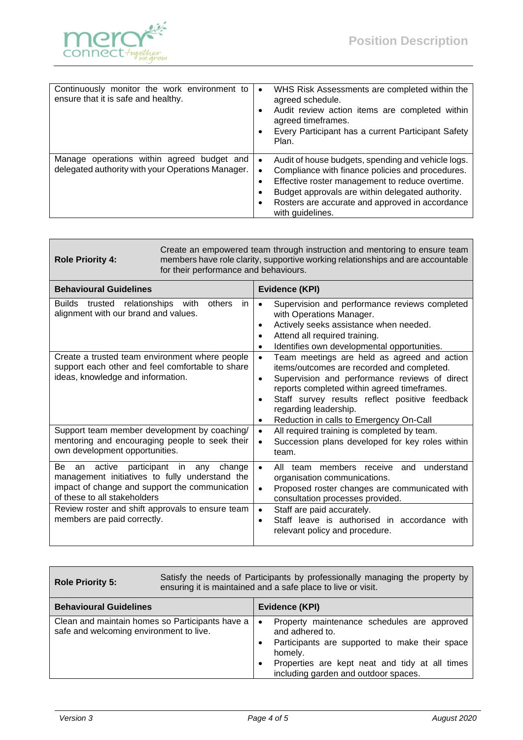| | |
|---|---|
| Continuously monitor the work environment to ensure that it is safe and healthy. | • WHS Risk Assessments are completed within the agreed schedule.<br>• Audit review action items are completed within agreed timeframes.<br>• Every Participant has a current Participant Safety Plan. |
| Manage operations within agreed budget and delegated authority with your Operations Manager. | • Audit of house budgets, spending and vehicle logs.<br>• Compliance with finance policies and procedures.<br>• Effective roster management to reduce overtime.<br>• Budget approvals are within delegated authority.<br>• Rosters are accurate and approved in accordance with guidelines. |

| **Role Priority 4:** | Create an empowered team through instruction and mentoring to ensure team members have role clarity, supportive working relationships and are accountable for their performance and behaviours. |
|---|---|
| **Behavioural Guidelines** | **Evidence (KPI)** |
| Builds trusted relationships with others in alignment with our brand and values. | • Supervision and performance reviews completed with Operations Manager.<br>• Actively seeks assistance when needed.<br>• Attend all required training.<br>• Identifies own developmental opportunities. |
| Create a trusted team environment where people support each other and feel comfortable to share ideas, knowledge and information. | • Team meetings are held as agreed and action items/outcomes are recorded and completed.<br>• Supervision and performance reviews of direct reports completed within agreed timeframes.<br>• Staff survey results reflect positive feedback regarding leadership.<br>• Reduction in calls to Emergency On-Call |
| Support team member development by coaching/ mentoring and encouraging people to seek their own development opportunities. | • All required training is completed by team.<br>• Succession plans developed for key roles within team. |
| Be an active participant in any change management initiatives to fully understand the impact of change and support the communication of these to all stakeholders | • All team members receive and understand organisation communications.<br>• Proposed roster changes are communicated with consultation processes provided. |
| Review roster and shift approvals to ensure team members are paid correctly. | • Staff are paid accurately.<br>• Staff leave is authorised in accordance with relevant policy and procedure. |

| **Role Priority 5:** | Satisfy the needs of Participants by professionally managing the property by ensuring it is maintained and a safe place to live or visit. |
|---|---|
| **Behavioural Guidelines** | **Evidence (KPI)** |
| Clean and maintain homes so Participants have a safe and welcoming environment to live. | • Property maintenance schedules are approved and adhered to.<br>• Participants are supported to make their space homely.<br>• Properties are kept neat and tidy at all times including garden and outdoor spaces. |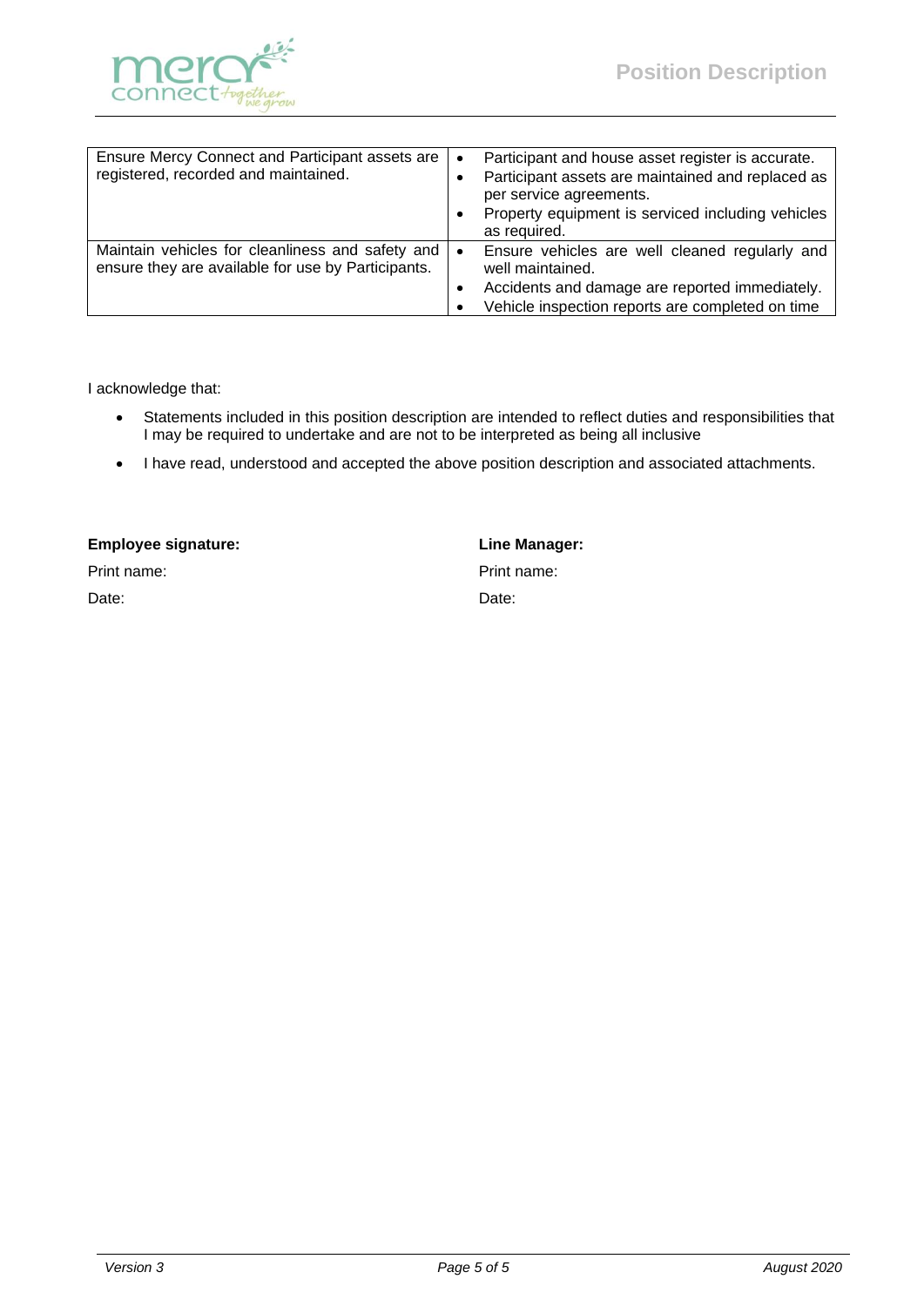| | |
|---|---|
| Ensure Mercy Connect and Participant assets are registered, recorded and maintained. | • Participant and house asset register is accurate.<br>• Participant assets are maintained and replaced as per service agreements.<br>• Property equipment is serviced including vehicles as required. |
| Maintain vehicles for cleanliness and safety and ensure they are available for use by Participants. | • Ensure vehicles are well cleaned regularly and well maintained.<br>• Accidents and damage are reported immediately.<br>• Vehicle inspection reports are completed on time |

I acknowledge that:

- Statements included in this position description are intended to reflect duties and responsibilities that I may be required to undertake and are not to be interpreted as being all inclusive
- I have read, understood and accepted the above position description and associated attachments.

**Employee signature:**

Print name:

Date:

**Line Manager:**

Print name:

Date: